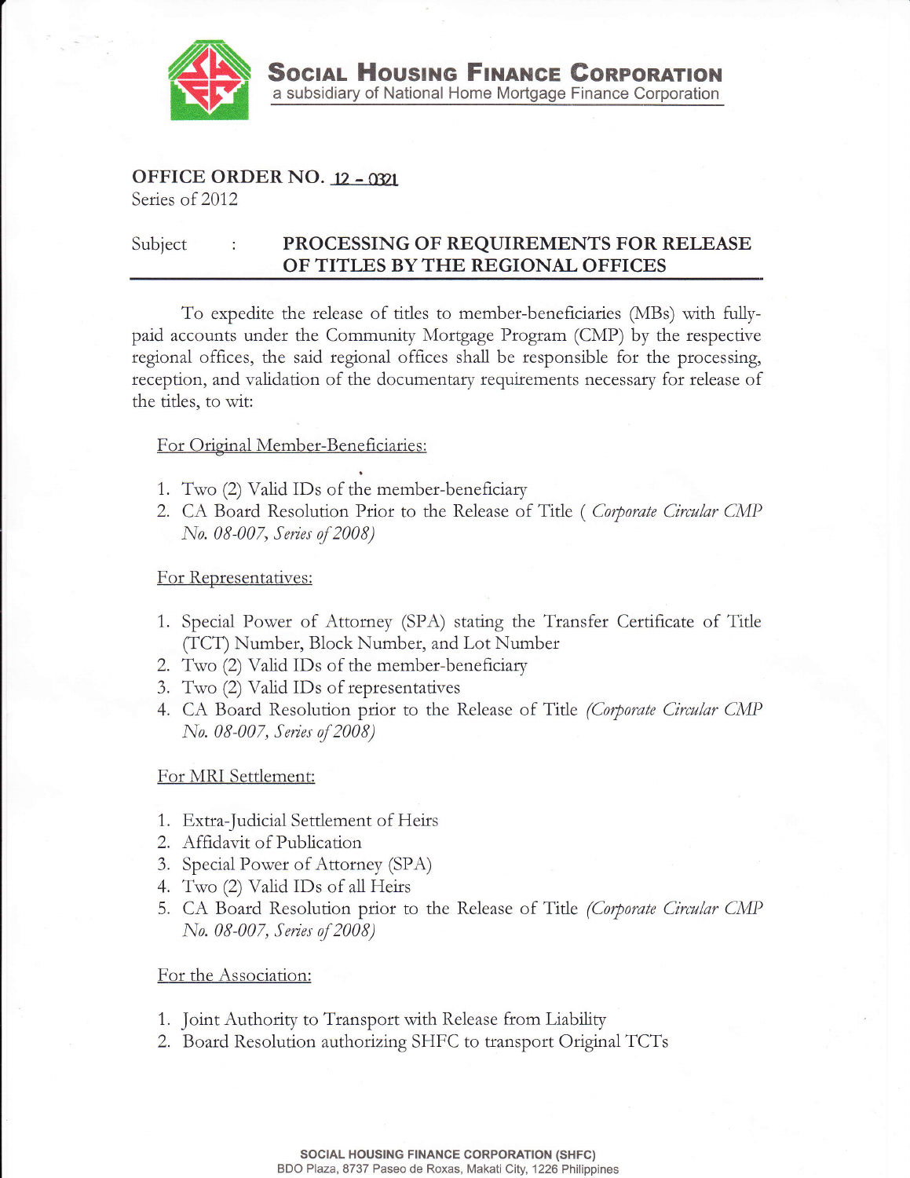**SOCIAL HOUSING FINANCE CORPORATION**
a subsidiary of National Home Mortgage Finance Corporation

## OFFICE ORDER NO. 12 - 0321
Series of 2012

Subject : **PROCESSING OF REQUIREMENTS FOR RELEASE OF TITLES BY THE REGIONAL OFFICES**

To expedite the release of titles to member-beneficiaries (MBs) with fully-paid accounts under the Community Mortgage Program (CMP) by the respective regional offices, the said regional offices shall be responsible for the processing, reception, and validation of the documentary requirements necessary for release of the titles, to wit:

For Original Member-Beneficiaries:

1. Two (2) Valid IDs of the member-beneficiary
2. CA Board Resolution Prior to the Release of Title ( *Corporate Circular CMP No. 08-007, Series of 2008)*

For Representatives:

1. Special Power of Attorney (SPA) stating the Transfer Certificate of Title (TCT) Number, Block Number, and Lot Number
2. Two (2) Valid IDs of the member-beneficiary
3. Two (2) Valid IDs of representatives
4. CA Board Resolution prior to the Release of Title *(Corporate Circular CMP No. 08-007, Series of 2008)*

For MRI Settlement:

1. Extra-Judicial Settlement of Heirs
2. Affidavit of Publication
3. Special Power of Attorney (SPA)
4. Two (2) Valid IDs of all Heirs
5. CA Board Resolution prior to the Release of Title *(Corporate Circular CMP No. 08-007, Series of 2008)*

For the Association:

1. Joint Authority to Transport with Release from Liability
2. Board Resolution authorizing SHFC to transport Original TCTs

SOCIAL HOUSING FINANCE CORPORATION (SHFC)
BDO Plaza, 8737 Paseo de Roxas, Makati City, 1226 Philippines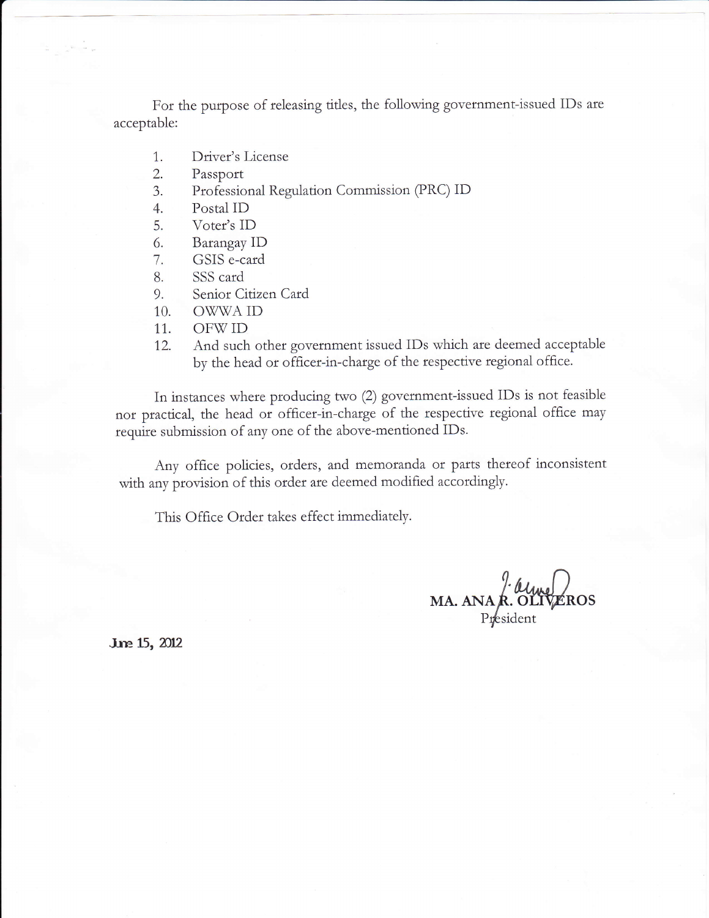For the purpose of releasing titles, the following government-issued IDs are acceptable:

1. Driver's License
2. Passport
3. Professional Regulation Commission (PRC) ID
4. Postal ID
5. Voter's ID
6. Barangay ID
7. GSIS e-card
8. SSS card
9. Senior Citizen Card
10. OWWA ID
11. OFW ID
12. And such other government issued IDs which are deemed acceptable by the head or officer-in-charge of the respective regional office.

In instances where producing two (2) government-issued IDs is not feasible nor practical, the head or officer-in-charge of the respective regional office may require submission of any one of the above-mentioned IDs.

Any office policies, orders, and memoranda or parts thereof inconsistent with any provision of this order are deemed modified accordingly.

This Office Order takes effect immediately.

**MA. ANA R. OLIVEROS**
President

**June 15, 2012**